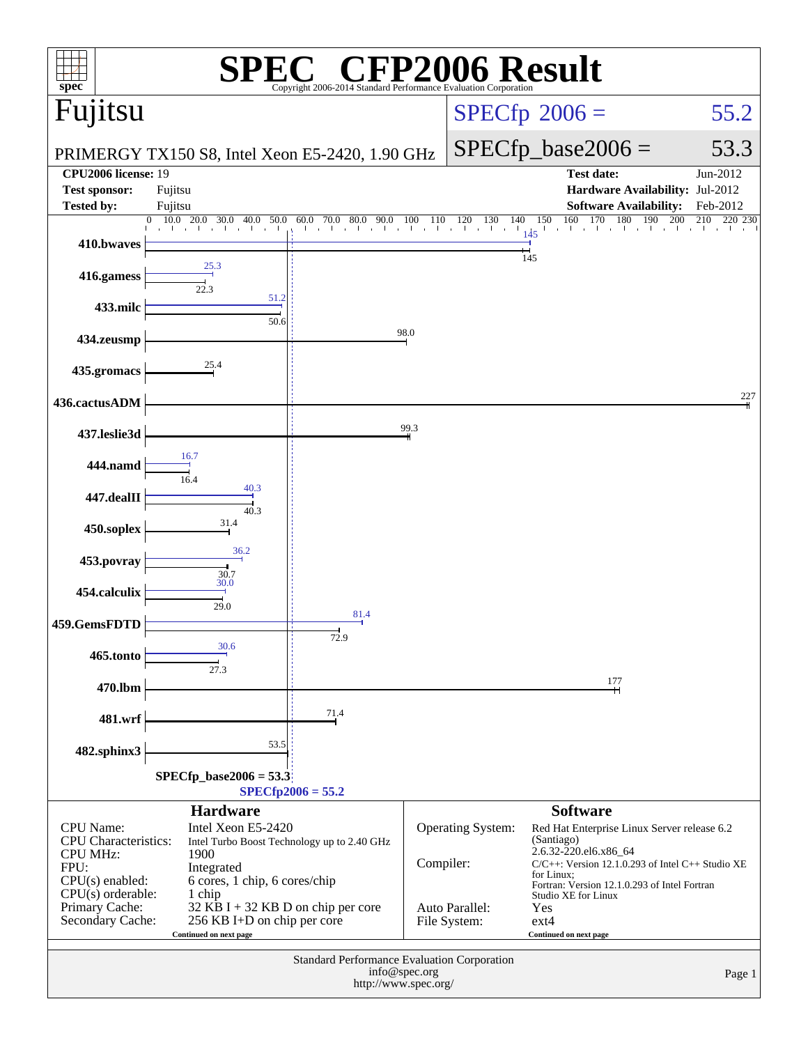# SPEC CFP2006 Result

Copyright 2006-2014 Standard Performance Evaluation Corporation

## Fujitsu

PRIMERGY TX150 S8, Intel Xeon E5-2420, 1.90 GHz

SPECfp 2006 = 55.2

SPECfp_base2006 = 53.3

| | | | |
|---|---|---|---|
| **CPU2006 license:** 19 | | **Test date:** | Jun-2012 |
| **Test sponsor:** | Fujitsu | **Hardware Availability:** | Jul-2012 |
| **Tested by:** | Fujitsu | **Software Availability:** | Feb-2012 |

| Benchmark | Peak | Base |
|---|---|---|
| 410.bwaves | 145 | 145 |
| 416.gamess | 25.3 | 22.3 |
| 433.milc | 51.2 | 50.6 |
| 434.zeusmp | 98.0 | 98.0 |
| 435.gromacs | 25.4 | 25.4 |
| 436.cactusADM | 227 | 227 |
| 437.leslie3d | 99.3 | 99.3 |
| 444.namd | 16.7 | 16.4 |
| 447.dealII | 40.3 | 40.3 |
| 450.soplex | 31.4 | 31.4 |
| 453.povray | 36.2 | 30.7 |
| 454.calculix | 30.0 | 29.0 |
| 459.GemsFDTD | 81.4 | 72.9 |
| 465.tonto | 30.6 | 27.3 |
| 470.lbm | 177 | 177 |
| 481.wrf | 71.4 | 71.4 |
| 482.sphinx3 | 53.5 | 53.5 |

SPECfp_base2006 = 53.3

SPECfp2006 = 55.2

## Hardware

| | |
|---|---|
| CPU Name: | Intel Xeon E5-2420 |
| CPU Characteristics: | Intel Turbo Boost Technology up to 2.40 GHz |
| CPU MHz: | 1900 |
| FPU: | Integrated |
| CPU(s) enabled: | 6 cores, 1 chip, 6 cores/chip |
| CPU(s) orderable: | 1 chip |
| Primary Cache: | 32 KB I + 32 KB D on chip per core |
| Secondary Cache: | 256 KB I+D on chip per core |

Continued on next page

## Software

| | |
|---|---|
| Operating System: | Red Hat Enterprise Linux Server release 6.2 (Santiago) 2.6.32-220.el6.x86_64 |
| Compiler: | C/C++: Version 12.1.0.293 of Intel C++ Studio XE for Linux; Fortran: Version 12.1.0.293 of Intel Fortran Studio XE for Linux |
| Auto Parallel: | Yes |
| File System: | ext4 |

Continued on next page

Standard Performance Evaluation Corporation
info@spec.org
http://www.spec.org/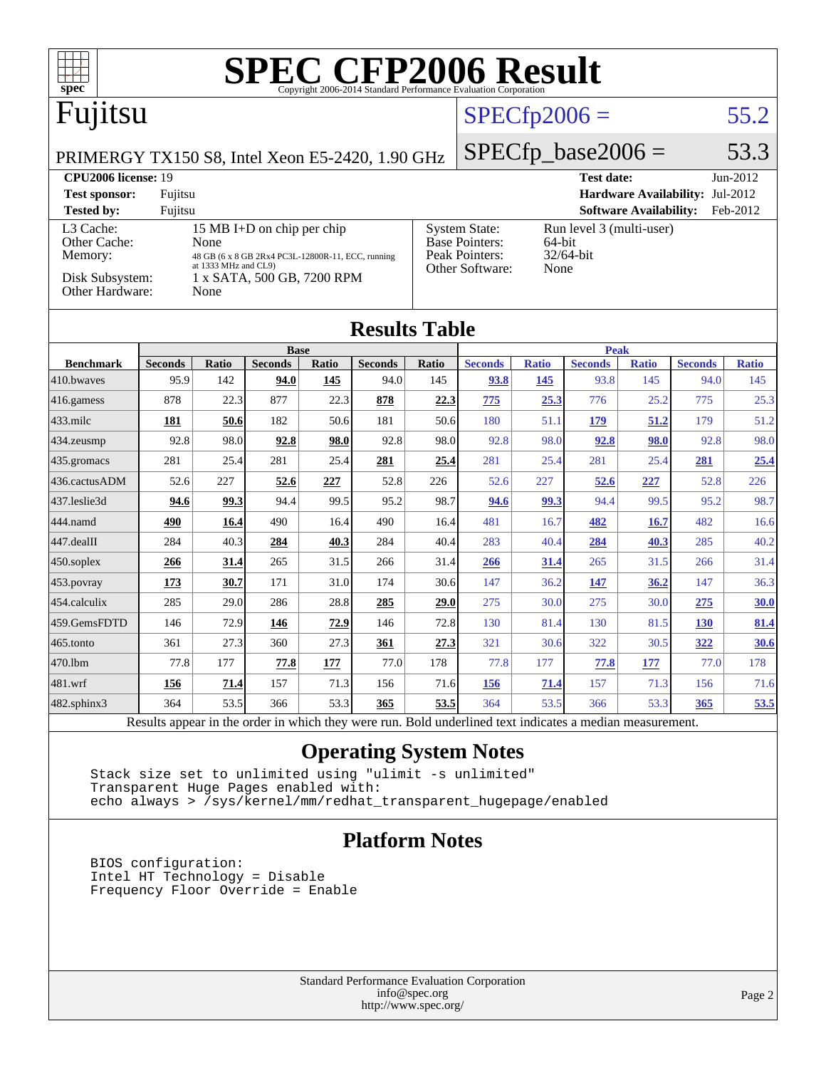# SPEC CFP2006 Result

Copyright 2006-2014 Standard Performance Evaluation Corporation

## Fujitsu

PRIMERGY TX150 S8, Intel Xeon E5-2420, 1.90 GHz

SPECfp2006 = 55.2

SPECfp_base2006 = 53.3

| | | | |
|---|---|---|---|
| **CPU2006 license:** 19 | | **Test date:** | Jun-2012 |
| **Test sponsor:** | Fujitsu | **Hardware Availability:** | Jul-2012 |
| **Tested by:** | Fujitsu | **Software Availability:** | Feb-2012 |

| | |
|---|---|
| L3 Cache: | 15 MB I+D on chip per chip |
| Other Cache: | None |
| Memory: | 48 GB (6 x 8 GB 2Rx4 PC3L-12800R-11, ECC, running at 1333 MHz and CL9) |
| Disk Subsystem: | 1 x SATA, 500 GB, 7200 RPM |
| Other Hardware: | None |

| | |
|---|---|
| System State: | Run level 3 (multi-user) |
| Base Pointers: | 64-bit |
| Peak Pointers: | 32/64-bit |
| Other Software: | None |

## Results Table

| Benchmark | Base | | | | | | Peak | | | | | |
|---|---|---|---|---|---|---|---|---|---|---|---|---|
| | Seconds | Ratio | Seconds | Ratio | Seconds | Ratio | Seconds | Ratio | Seconds | Ratio | Seconds | Ratio |
| 410.bwaves | 95.9 | 142 | **94.0** | **145** | 94.0 | 145 | **93.8** | **145** | 93.8 | 145 | 94.0 | 145 |
| 416.gamess | 878 | 22.3 | 877 | 22.3 | **878** | **22.3** | **775** | **25.3** | 776 | 25.2 | 775 | 25.3 |
| 433.milc | **181** | **50.6** | 182 | 50.6 | 181 | 50.6 | 180 | 51.1 | **179** | **51.2** | 179 | 51.2 |
| 434.zeusmp | 92.8 | 98.0 | **92.8** | **98.0** | 92.8 | 98.0 | 92.8 | 98.0 | **92.8** | **98.0** | 92.8 | 98.0 |
| 435.gromacs | 281 | 25.4 | 281 | 25.4 | **281** | **25.4** | 281 | 25.4 | 281 | 25.4 | **281** | **25.4** |
| 436.cactusADM | 52.6 | 227 | **52.6** | **227** | 52.8 | 226 | 52.6 | 227 | **52.6** | **227** | 52.8 | 226 |
| 437.leslie3d | **94.6** | **99.3** | 94.4 | 99.5 | 95.2 | 98.7 | **94.6** | **99.3** | 94.4 | 99.5 | 95.2 | 98.7 |
| 444.namd | **490** | **16.4** | 490 | 16.4 | 490 | 16.4 | 481 | 16.7 | **482** | **16.7** | 482 | 16.6 |
| 447.dealII | 284 | 40.3 | **284** | **40.3** | 284 | 40.4 | 283 | 40.4 | **284** | **40.3** | 285 | 40.2 |
| 450.soplex | **266** | **31.4** | 265 | 31.5 | 266 | 31.4 | **266** | **31.4** | 265 | 31.5 | 266 | 31.4 |
| 453.povray | **173** | **30.7** | 171 | 31.0 | 174 | 30.6 | 147 | 36.2 | **147** | **36.2** | 147 | 36.3 |
| 454.calculix | 285 | 29.0 | 286 | 28.8 | **285** | **29.0** | 275 | 30.0 | 275 | 30.0 | **275** | **30.0** |
| 459.GemsFDTD | 146 | 72.9 | **146** | **72.9** | 146 | 72.8 | 130 | 81.4 | 130 | 81.5 | **130** | **81.4** |
| 465.tonto | 361 | 27.3 | 360 | 27.3 | **361** | **27.3** | 321 | 30.6 | 322 | 30.5 | **322** | **30.6** |
| 470.lbm | 77.8 | 177 | **77.8** | **177** | 77.0 | 178 | 77.8 | 177 | **77.8** | **177** | 77.0 | 178 |
| 481.wrf | **156** | **71.4** | 157 | 71.3 | 156 | 71.6 | **156** | **71.4** | 157 | 71.3 | 156 | 71.6 |
| 482.sphinx3 | 364 | 53.5 | 366 | 53.3 | **365** | **53.5** | 364 | 53.5 | 366 | 53.3 | **365** | **53.5** |

Results appear in the order in which they were run. Bold underlined text indicates a median measurement.

## Operating System Notes

```
Stack size set to unlimited using "ulimit -s unlimited"
Transparent Huge Pages enabled with:
echo always > /sys/kernel/mm/redhat_transparent_hugepage/enabled
```

## Platform Notes

```
BIOS configuration:
Intel HT Technology = Disable
Frequency Floor Override = Enable
```

Standard Performance Evaluation Corporation
info@spec.org
http://www.spec.org/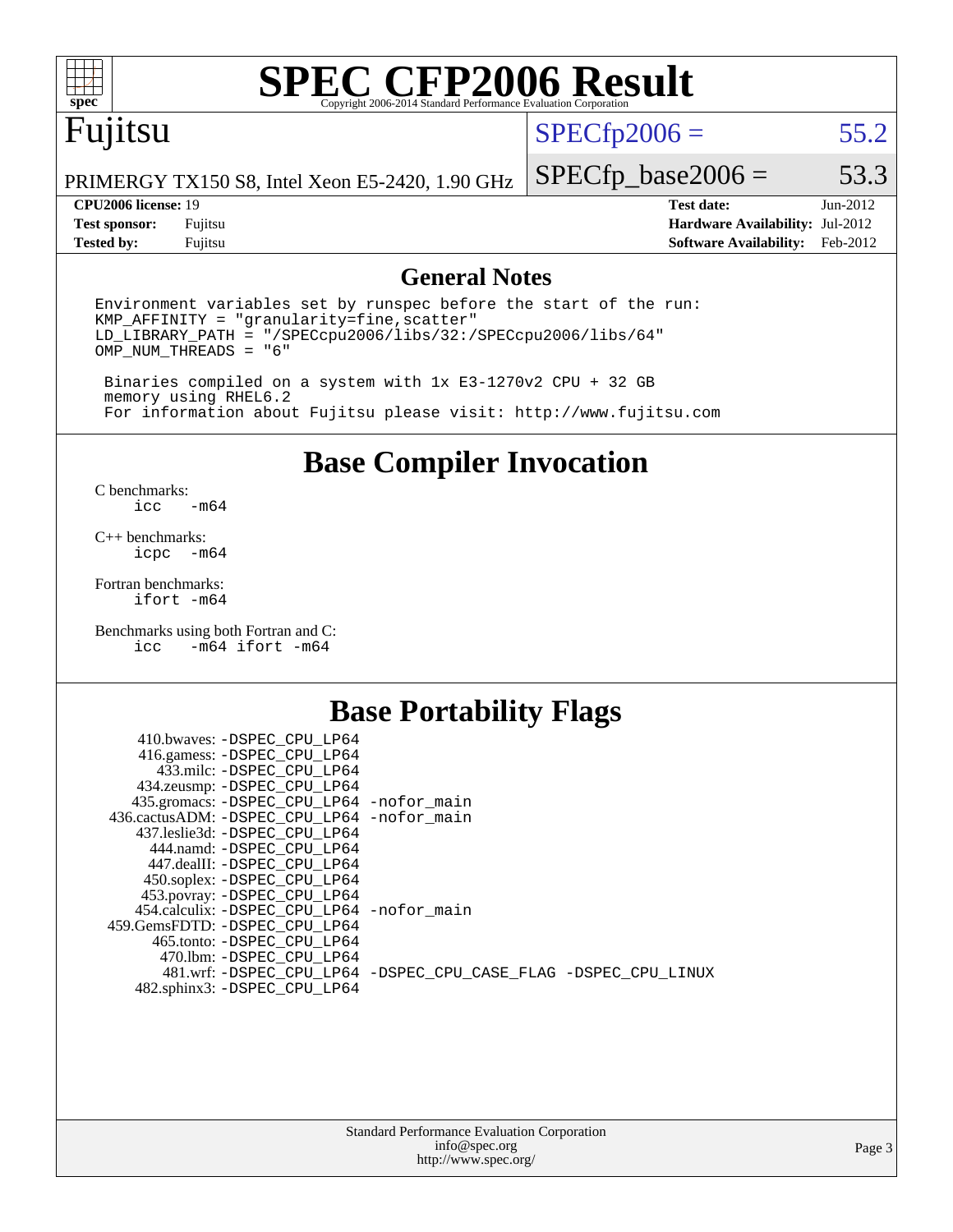# SPEC CFP2006 Result

Copyright 2006-2014 Standard Performance Evaluation Corporation

## Fujitsu

PRIMERGY TX150 S8, Intel Xeon E5-2420, 1.90 GHz

SPECfp2006 = 55.2

SPECfp_base2006 = 53.3

| | | | |
|---|---|---|---|
| **CPU2006 license:** 19 | | **Test date:** | Jun-2012 |
| **Test sponsor:** | Fujitsu | **Hardware Availability:** | Jul-2012 |
| **Tested by:** | Fujitsu | **Software Availability:** | Feb-2012 |

## General Notes

```
Environment variables set by runspec before the start of the run:
KMP_AFFINITY = "granularity=fine,scatter"
LD_LIBRARY_PATH = "/SPECcpu2006/libs/32:/SPECcpu2006/libs/64"
OMP_NUM_THREADS = "6"

 Binaries compiled on a system with 1x E3-1270v2 CPU + 32 GB
 memory using RHEL6.2
 For information about Fujitsu please visit: http://www.fujitsu.com
```

## Base Compiler Invocation

C benchmarks:
`icc -m64`

C++ benchmarks:
`icpc -m64`

Fortran benchmarks:
`ifort -m64`

Benchmarks using both Fortran and C:
`icc -m64 ifort -m64`

## Base Portability Flags

410.bwaves: -DSPEC_CPU_LP64
416.gamess: -DSPEC_CPU_LP64
433.milc: -DSPEC_CPU_LP64
434.zeusmp: -DSPEC_CPU_LP64
435.gromacs: -DSPEC_CPU_LP64 -nofor_main
436.cactusADM: -DSPEC_CPU_LP64 -nofor_main
437.leslie3d: -DSPEC_CPU_LP64
444.namd: -DSPEC_CPU_LP64
447.dealII: -DSPEC_CPU_LP64
450.soplex: -DSPEC_CPU_LP64
453.povray: -DSPEC_CPU_LP64
454.calculix: -DSPEC_CPU_LP64 -nofor_main
459.GemsFDTD: -DSPEC_CPU_LP64
465.tonto: -DSPEC_CPU_LP64
470.lbm: -DSPEC_CPU_LP64
481.wrf: -DSPEC_CPU_LP64 -DSPEC_CPU_CASE_FLAG -DSPEC_CPU_LINUX
482.sphinx3: -DSPEC_CPU_LP64

Standard Performance Evaluation Corporation
info@spec.org
http://www.spec.org/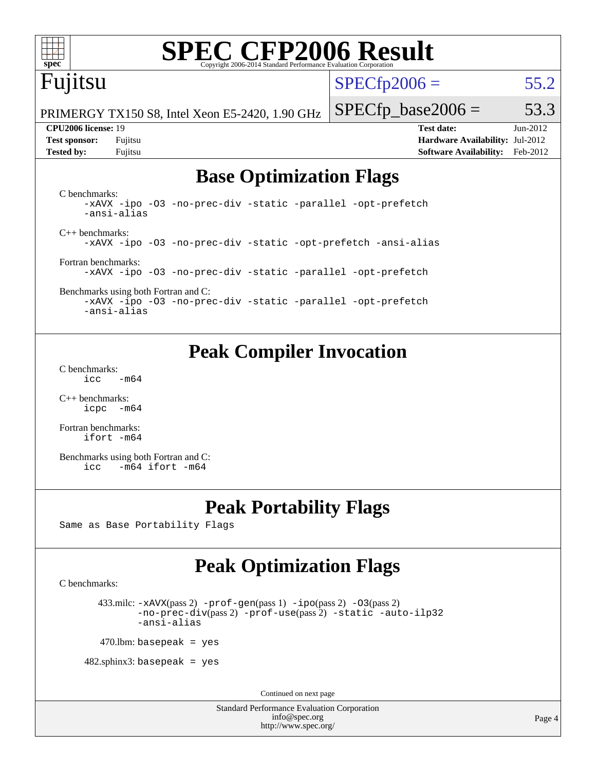# SPEC CFP2006 Result

Copyright 2006-2014 Standard Performance Evaluation Corporation

**Fujitsu**

PRIMERGY TX150 S8, Intel Xeon E5-2420, 1.90 GHz

SPECfp2006 = 55.2

SPECfp_base2006 = 53.3

| | | | |
|---|---|---|---|
| **CPU2006 license:** 19 | | **Test date:** | Jun-2012 |
| **Test sponsor:** | Fujitsu | **Hardware Availability:** | Jul-2012 |
| **Tested by:** | Fujitsu | **Software Availability:** | Feb-2012 |

## Base Optimization Flags

C benchmarks:

```
-xAVX -ipo -O3 -no-prec-div -static -parallel -opt-prefetch
-ansi-alias
```

C++ benchmarks:

```
-xAVX -ipo -O3 -no-prec-div -static -opt-prefetch -ansi-alias
```

Fortran benchmarks:

```
-xAVX -ipo -O3 -no-prec-div -static -parallel -opt-prefetch
```

Benchmarks using both Fortran and C:

```
-xAVX -ipo -O3 -no-prec-div -static -parallel -opt-prefetch
-ansi-alias
```

## Peak Compiler Invocation

C benchmarks:

```
icc   -m64
```

C++ benchmarks:

```
icpc  -m64
```

Fortran benchmarks:

```
ifort -m64
```

Benchmarks using both Fortran and C:

```
icc   -m64 ifort -m64
```

## Peak Portability Flags

Same as Base Portability Flags

## Peak Optimization Flags

C benchmarks:

433.milc: -xAVX(pass 2) -prof-gen(pass 1) -ipo(pass 2) -O3(pass 2) -no-prec-div(pass 2) -prof-use(pass 2) -static -auto-ilp32 -ansi-alias

470.lbm: basepeak = yes

482.sphinx3: basepeak = yes

Continued on next page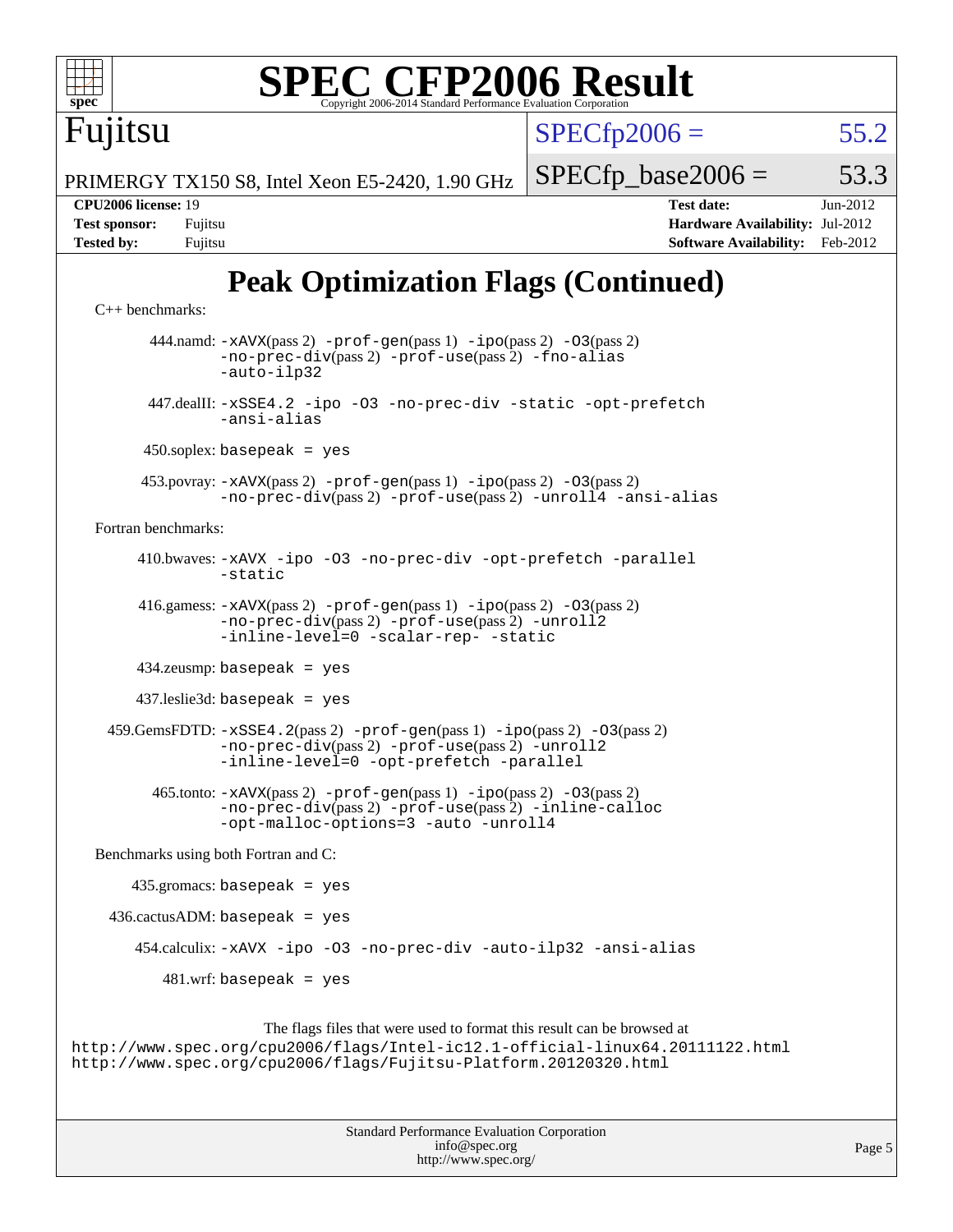# SPEC CFP2006 Result

Copyright 2006-2014 Standard Performance Evaluation Corporation

**Fujitsu**

PRIMERGY TX150 S8, Intel Xeon E5-2420, 1.90 GHz

SPECfp2006 = 55.2

SPECfp_base2006 = 53.3

| | | | |
|---|---|---|---|
| **CPU2006 license:** | 19 | **Test date:** | Jun-2012 |
| **Test sponsor:** | Fujitsu | **Hardware Availability:** | Jul-2012 |
| **Tested by:** | Fujitsu | **Software Availability:** | Feb-2012 |

## Peak Optimization Flags (Continued)

C++ benchmarks:

444.namd: `-xAVX`(pass 2) `-prof-gen`(pass 1) `-ipo`(pass 2) `-O3`(pass 2) `-no-prec-div`(pass 2) `-prof-use`(pass 2) `-fno-alias` `-auto-ilp32`

447.dealII: `-xSSE4.2 -ipo -O3 -no-prec-div -static -opt-prefetch -ansi-alias`

450.soplex: `basepeak = yes`

453.povray: `-xAVX`(pass 2) `-prof-gen`(pass 1) `-ipo`(pass 2) `-O3`(pass 2) `-no-prec-div`(pass 2) `-prof-use`(pass 2) `-unroll4 -ansi-alias`

Fortran benchmarks:

410.bwaves: `-xAVX -ipo -O3 -no-prec-div -opt-prefetch -parallel -static`

416.gamess: `-xAVX`(pass 2) `-prof-gen`(pass 1) `-ipo`(pass 2) `-O3`(pass 2) `-no-prec-div`(pass 2) `-prof-use`(pass 2) `-unroll2 -inline-level=0 -scalar-rep- -static`

434.zeusmp: `basepeak = yes`

437.leslie3d: `basepeak = yes`

459.GemsFDTD: `-xSSE4.2`(pass 2) `-prof-gen`(pass 1) `-ipo`(pass 2) `-O3`(pass 2) `-no-prec-div`(pass 2) `-prof-use`(pass 2) `-unroll2 -inline-level=0 -opt-prefetch -parallel`

465.tonto: `-xAVX`(pass 2) `-prof-gen`(pass 1) `-ipo`(pass 2) `-O3`(pass 2) `-no-prec-div`(pass 2) `-prof-use`(pass 2) `-inline-calloc -opt-malloc-options=3 -auto -unroll4`

Benchmarks using both Fortran and C:

435.gromacs: `basepeak = yes`

436.cactusADM: `basepeak = yes`

454.calculix: `-xAVX -ipo -O3 -no-prec-div -auto-ilp32 -ansi-alias`

481.wrf: `basepeak = yes`

The flags files that were used to format this result can be browsed at
http://www.spec.org/cpu2006/flags/Intel-ic12.1-official-linux64.20111122.html
http://www.spec.org/cpu2006/flags/Fujitsu-Platform.20120320.html

Standard Performance Evaluation Corporation
info@spec.org
http://www.spec.org/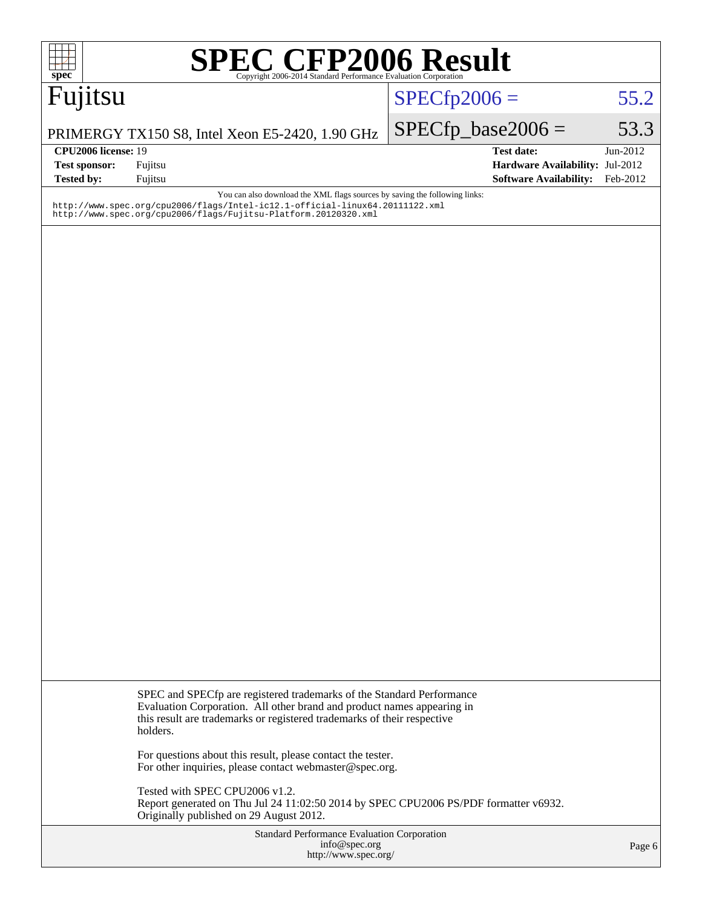# SPEC CFP2006 Result

Copyright 2006-2014 Standard Performance Evaluation Corporation

## Fujitsu

PRIMERGY TX150 S8, Intel Xeon E5-2420, 1.90 GHz

SPECfp2006 = 55.2

SPECfp_base2006 = 53.3

| | | | |
|---|---|---|---|
| **CPU2006 license:** | 19 | **Test date:** | Jun-2012 |
| **Test sponsor:** | Fujitsu | **Hardware Availability:** | Jul-2012 |
| **Tested by:** | Fujitsu | **Software Availability:** | Feb-2012 |

You can also download the XML flags sources by saving the following links:

```
http://www.spec.org/cpu2006/flags/Intel-ic12.1-official-linux64.20111122.xml
http://www.spec.org/cpu2006/flags/Fujitsu-Platform.20120320.xml
```

SPEC and SPECfp are registered trademarks of the Standard Performance Evaluation Corporation. All other brand and product names appearing in this result are trademarks or registered trademarks of their respective holders.

For questions about this result, please contact the tester.
For other inquiries, please contact webmaster@spec.org.

Tested with SPEC CPU2006 v1.2.
Report generated on Thu Jul 24 11:02:50 2014 by SPEC CPU2006 PS/PDF formatter v6932.
Originally published on 29 August 2012.

Standard Performance Evaluation Corporation
info@spec.org
http://www.spec.org/